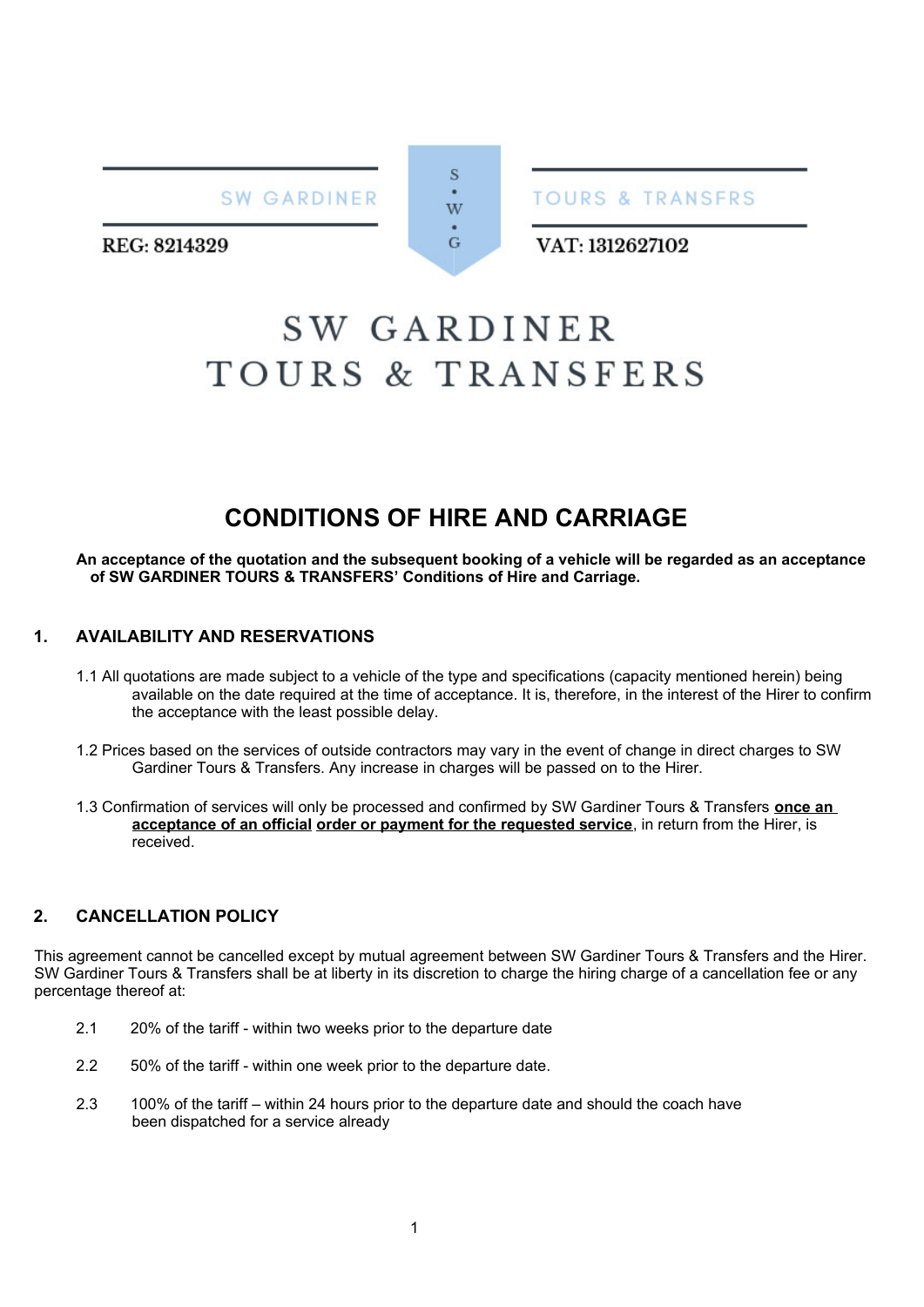SW GARDINER | S • W • G | TOURS & TRANSFRS

REG: 8214329

VAT: 1312627102

# SW GARDINER TOURS & TRANSFERS

## CONDITIONS OF HIRE AND CARRIAGE

**An acceptance of the quotation and the subsequent booking of a vehicle will be regarded as an acceptance of SW GARDINER TOURS & TRANSFERS' Conditions of Hire and Carriage.**

### 1. AVAILABILITY AND RESERVATIONS

1.1 All quotations are made subject to a vehicle of the type and specifications (capacity mentioned herein) being available on the date required at the time of acceptance. It is, therefore, in the interest of the Hirer to confirm the acceptance with the least possible delay.

1.2 Prices based on the services of outside contractors may vary in the event of change in direct charges to SW Gardiner Tours & Transfers. Any increase in charges will be passed on to the Hirer.

1.3 Confirmation of services will only be processed and confirmed by SW Gardiner Tours & Transfers **once an acceptance of an official order or payment for the requested service**, in return from the Hirer, is received.

### 2. CANCELLATION POLICY

This agreement cannot be cancelled except by mutual agreement between SW Gardiner Tours & Transfers and the Hirer. SW Gardiner Tours & Transfers shall be at liberty in its discretion to charge the hiring charge of a cancellation fee or any percentage thereof at:

2.1 20% of the tariff - within two weeks prior to the departure date

2.2 50% of the tariff - within one week prior to the departure date.

2.3 100% of the tariff – within 24 hours prior to the departure date and should the coach have been dispatched for a service already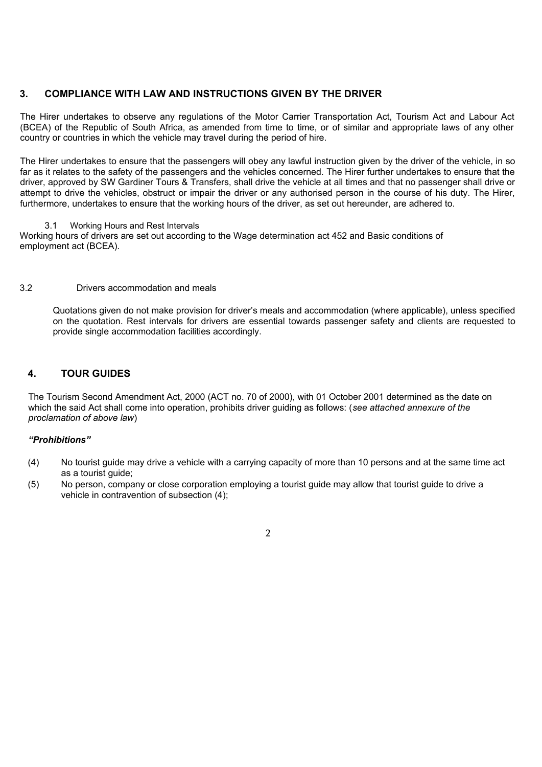## 3. COMPLIANCE WITH LAW AND INSTRUCTIONS GIVEN BY THE DRIVER

The Hirer undertakes to observe any regulations of the Motor Carrier Transportation Act, Tourism Act and Labour Act (BCEA) of the Republic of South Africa, as amended from time to time, or of similar and appropriate laws of any other country or countries in which the vehicle may travel during the period of hire.

The Hirer undertakes to ensure that the passengers will obey any lawful instruction given by the driver of the vehicle, in so far as it relates to the safety of the passengers and the vehicles concerned. The Hirer further undertakes to ensure that the driver, approved by SW Gardiner Tours & Transfers, shall drive the vehicle at all times and that no passenger shall drive or attempt to drive the vehicles, obstruct or impair the driver or any authorised person in the course of his duty. The Hirer, furthermore, undertakes to ensure that the working hours of the driver, as set out hereunder, are adhered to.

3.1 Working Hours and Rest Intervals

Working hours of drivers are set out according to the Wage determination act 452 and Basic conditions of employment act (BCEA).

3.2 Drivers accommodation and meals

Quotations given do not make provision for driver's meals and accommodation (where applicable), unless specified on the quotation. Rest intervals for drivers are essential towards passenger safety and clients are requested to provide single accommodation facilities accordingly.

## 4. TOUR GUIDES

The Tourism Second Amendment Act, 2000 (ACT no. 70 of 2000), with 01 October 2001 determined as the date on which the said Act shall come into operation, prohibits driver guiding as follows: (*see attached annexure of the proclamation of above law*)

***"Prohibitions"***

(4) No tourist guide may drive a vehicle with a carrying capacity of more than 10 persons and at the same time act as a tourist guide;

(5) No person, company or close corporation employing a tourist guide may allow that tourist guide to drive a vehicle in contravention of subsection (4);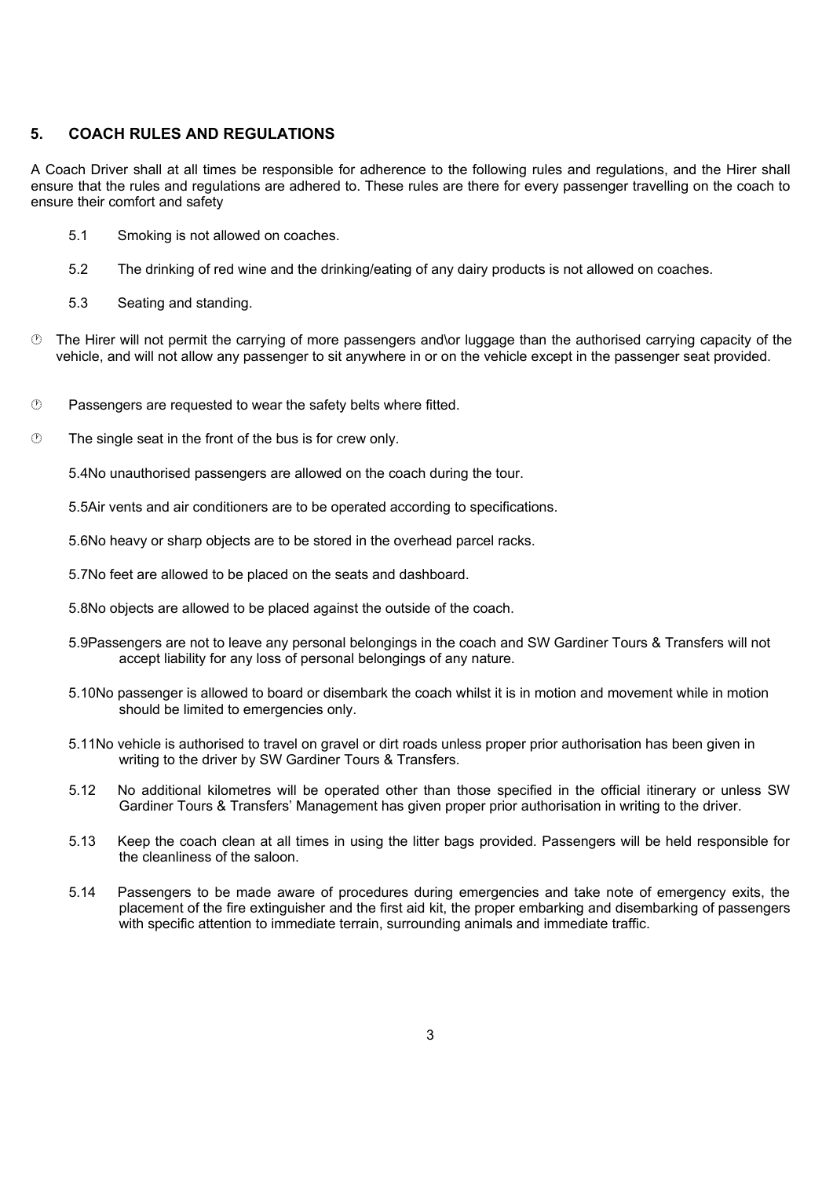## 5. COACH RULES AND REGULATIONS

A Coach Driver shall at all times be responsible for adherence to the following rules and regulations, and the Hirer shall ensure that the rules and regulations are adhered to. These rules are there for every passenger travelling on the coach to ensure their comfort and safety

5.1 Smoking is not allowed on coaches.

5.2 The drinking of red wine and the drinking/eating of any dairy products is not allowed on coaches.

5.3 Seating and standing.

- The Hirer will not permit the carrying of more passengers and\or luggage than the authorised carrying capacity of the vehicle, and will not allow any passenger to sit anywhere in or on the vehicle except in the passenger seat provided.
- Passengers are requested to wear the safety belts where fitted.
- The single seat in the front of the bus is for crew only.

5.4No unauthorised passengers are allowed on the coach during the tour.

5.5Air vents and air conditioners are to be operated according to specifications.

5.6No heavy or sharp objects are to be stored in the overhead parcel racks.

5.7No feet are allowed to be placed on the seats and dashboard.

5.8No objects are allowed to be placed against the outside of the coach.

5.9Passengers are not to leave any personal belongings in the coach and SW Gardiner Tours & Transfers will not accept liability for any loss of personal belongings of any nature.

5.10No passenger is allowed to board or disembark the coach whilst it is in motion and movement while in motion should be limited to emergencies only.

5.11No vehicle is authorised to travel on gravel or dirt roads unless proper prior authorisation has been given in writing to the driver by SW Gardiner Tours & Transfers.

5.12 No additional kilometres will be operated other than those specified in the official itinerary or unless SW Gardiner Tours & Transfers' Management has given proper prior authorisation in writing to the driver.

5.13 Keep the coach clean at all times in using the litter bags provided. Passengers will be held responsible for the cleanliness of the saloon.

5.14 Passengers to be made aware of procedures during emergencies and take note of emergency exits, the placement of the fire extinguisher and the first aid kit, the proper embarking and disembarking of passengers with specific attention to immediate terrain, surrounding animals and immediate traffic.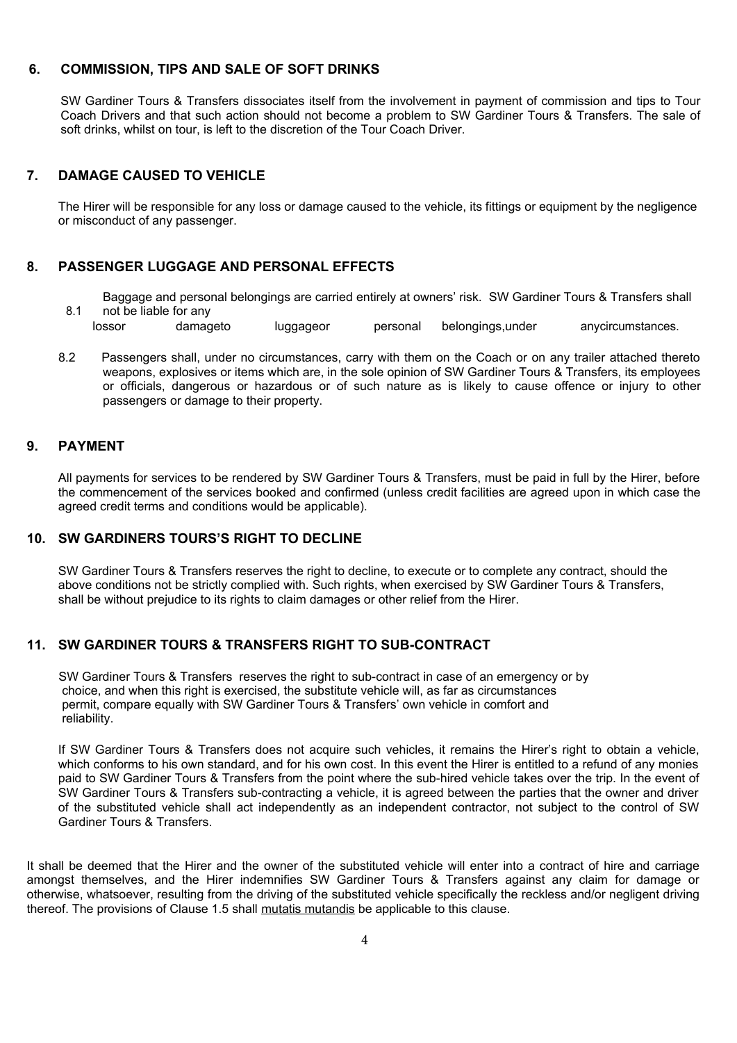## 6. COMMISSION, TIPS AND SALE OF SOFT DRINKS

SW Gardiner Tours & Transfers dissociates itself from the involvement in payment of commission and tips to Tour Coach Drivers and that such action should not become a problem to SW Gardiner Tours & Transfers. The sale of soft drinks, whilst on tour, is left to the discretion of the Tour Coach Driver.

## 7. DAMAGE CAUSED TO VEHICLE

The Hirer will be responsible for any loss or damage caused to the vehicle, its fittings or equipment by the negligence or misconduct of any passenger.

## 8. PASSENGER LUGGAGE AND PERSONAL EFFECTS

8.1 Baggage and personal belongings are carried entirely at owners' risk. SW Gardiner Tours & Transfers shall not be liable for any lossor damageto luggageor personal belongings,under anycircumstances.

8.2 Passengers shall, under no circumstances, carry with them on the Coach or on any trailer attached thereto weapons, explosives or items which are, in the sole opinion of SW Gardiner Tours & Transfers, its employees or officials, dangerous or hazardous or of such nature as is likely to cause offence or injury to other passengers or damage to their property.

## 9. PAYMENT

All payments for services to be rendered by SW Gardiner Tours & Transfers, must be paid in full by the Hirer, before the commencement of the services booked and confirmed (unless credit facilities are agreed upon in which case the agreed credit terms and conditions would be applicable).

## 10. SW GARDINERS TOURS'S RIGHT TO DECLINE

SW Gardiner Tours & Transfers reserves the right to decline, to execute or to complete any contract, should the above conditions not be strictly complied with. Such rights, when exercised by SW Gardiner Tours & Transfers, shall be without prejudice to its rights to claim damages or other relief from the Hirer.

## 11. SW GARDINER TOURS & TRANSFERS RIGHT TO SUB-CONTRACT

SW Gardiner Tours & Transfers reserves the right to sub-contract in case of an emergency or by choice, and when this right is exercised, the substitute vehicle will, as far as circumstances permit, compare equally with SW Gardiner Tours & Transfers' own vehicle in comfort and reliability.

If SW Gardiner Tours & Transfers does not acquire such vehicles, it remains the Hirer's right to obtain a vehicle, which conforms to his own standard, and for his own cost. In this event the Hirer is entitled to a refund of any monies paid to SW Gardiner Tours & Transfers from the point where the sub-hired vehicle takes over the trip. In the event of SW Gardiner Tours & Transfers sub-contracting a vehicle, it is agreed between the parties that the owner and driver of the substituted vehicle shall act independently as an independent contractor, not subject to the control of SW Gardiner Tours & Transfers.

It shall be deemed that the Hirer and the owner of the substituted vehicle will enter into a contract of hire and carriage amongst themselves, and the Hirer indemnifies SW Gardiner Tours & Transfers against any claim for damage or otherwise, whatsoever, resulting from the driving of the substituted vehicle specifically the reckless and/or negligent driving thereof. The provisions of Clause 1.5 shall mutatis mutandis be applicable to this clause.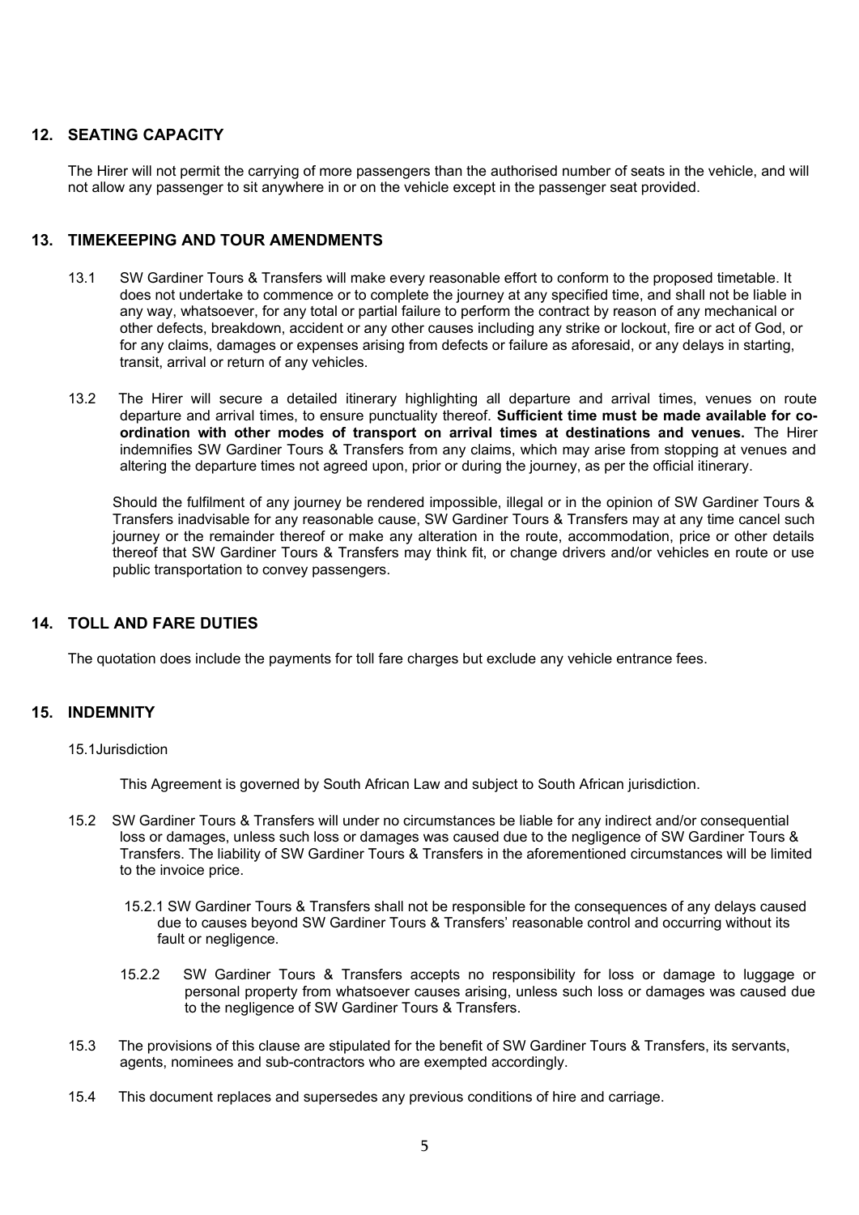## 12. SEATING CAPACITY

The Hirer will not permit the carrying of more passengers than the authorised number of seats in the vehicle, and will not allow any passenger to sit anywhere in or on the vehicle except in the passenger seat provided.

## 13. TIMEKEEPING AND TOUR AMENDMENTS

13.1 SW Gardiner Tours & Transfers will make every reasonable effort to conform to the proposed timetable. It does not undertake to commence or to complete the journey at any specified time, and shall not be liable in any way, whatsoever, for any total or partial failure to perform the contract by reason of any mechanical or other defects, breakdown, accident or any other causes including any strike or lockout, fire or act of God, or for any claims, damages or expenses arising from defects or failure as aforesaid, or any delays in starting, transit, arrival or return of any vehicles.

13.2 The Hirer will secure a detailed itinerary highlighting all departure and arrival times, venues on route departure and arrival times, to ensure punctuality thereof. **Sufficient time must be made available for co-ordination with other modes of transport on arrival times at destinations and venues.** The Hirer indemnifies SW Gardiner Tours & Transfers from any claims, which may arise from stopping at venues and altering the departure times not agreed upon, prior or during the journey, as per the official itinerary.

Should the fulfilment of any journey be rendered impossible, illegal or in the opinion of SW Gardiner Tours & Transfers inadvisable for any reasonable cause, SW Gardiner Tours & Transfers may at any time cancel such journey or the remainder thereof or make any alteration in the route, accommodation, price or other details thereof that SW Gardiner Tours & Transfers may think fit, or change drivers and/or vehicles en route or use public transportation to convey passengers.

## 14. TOLL AND FARE DUTIES

The quotation does include the payments for toll fare charges but exclude any vehicle entrance fees.

## 15. INDEMNITY

15.1Jurisdiction

This Agreement is governed by South African Law and subject to South African jurisdiction.

15.2 SW Gardiner Tours & Transfers will under no circumstances be liable for any indirect and/or consequential loss or damages, unless such loss or damages was caused due to the negligence of SW Gardiner Tours & Transfers. The liability of SW Gardiner Tours & Transfers in the aforementioned circumstances will be limited to the invoice price.

15.2.1 SW Gardiner Tours & Transfers shall not be responsible for the consequences of any delays caused due to causes beyond SW Gardiner Tours & Transfers' reasonable control and occurring without its fault or negligence.

15.2.2 SW Gardiner Tours & Transfers accepts no responsibility for loss or damage to luggage or personal property from whatsoever causes arising, unless such loss or damages was caused due to the negligence of SW Gardiner Tours & Transfers.

15.3 The provisions of this clause are stipulated for the benefit of SW Gardiner Tours & Transfers, its servants, agents, nominees and sub-contractors who are exempted accordingly.

15.4 This document replaces and supersedes any previous conditions of hire and carriage.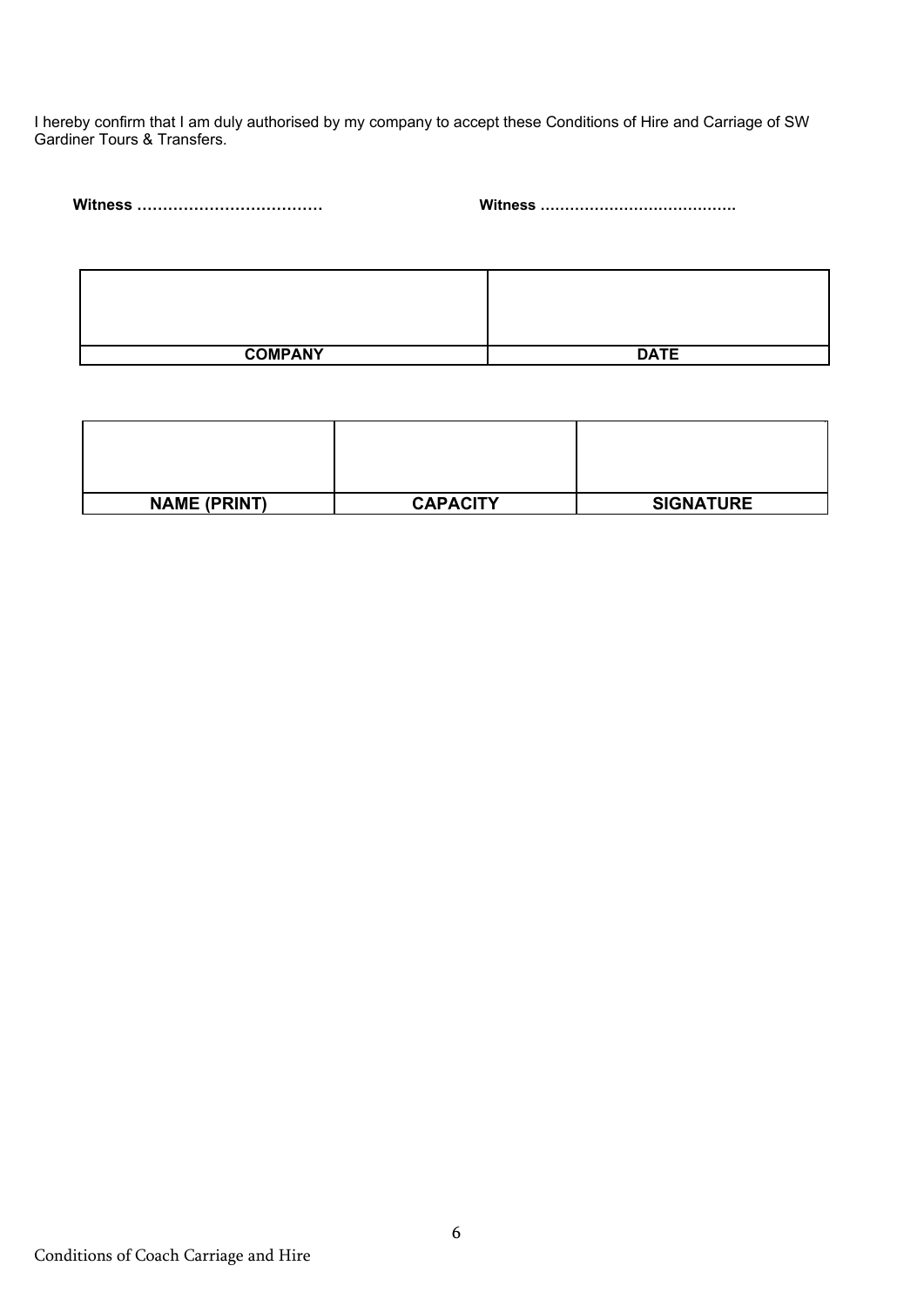I hereby confirm that I am duly authorised by my company to accept these Conditions of Hire and Carriage of SW Gardiner Tours & Transfers.

**Witness ………………………………** **Witness …………………………………**

| | |
|---|---|
| | |
| **COMPANY** | **DATE** |

| | | |
|---|---|---|
| | | |
| **NAME (PRINT)** | **CAPACITY** | **SIGNATURE** |